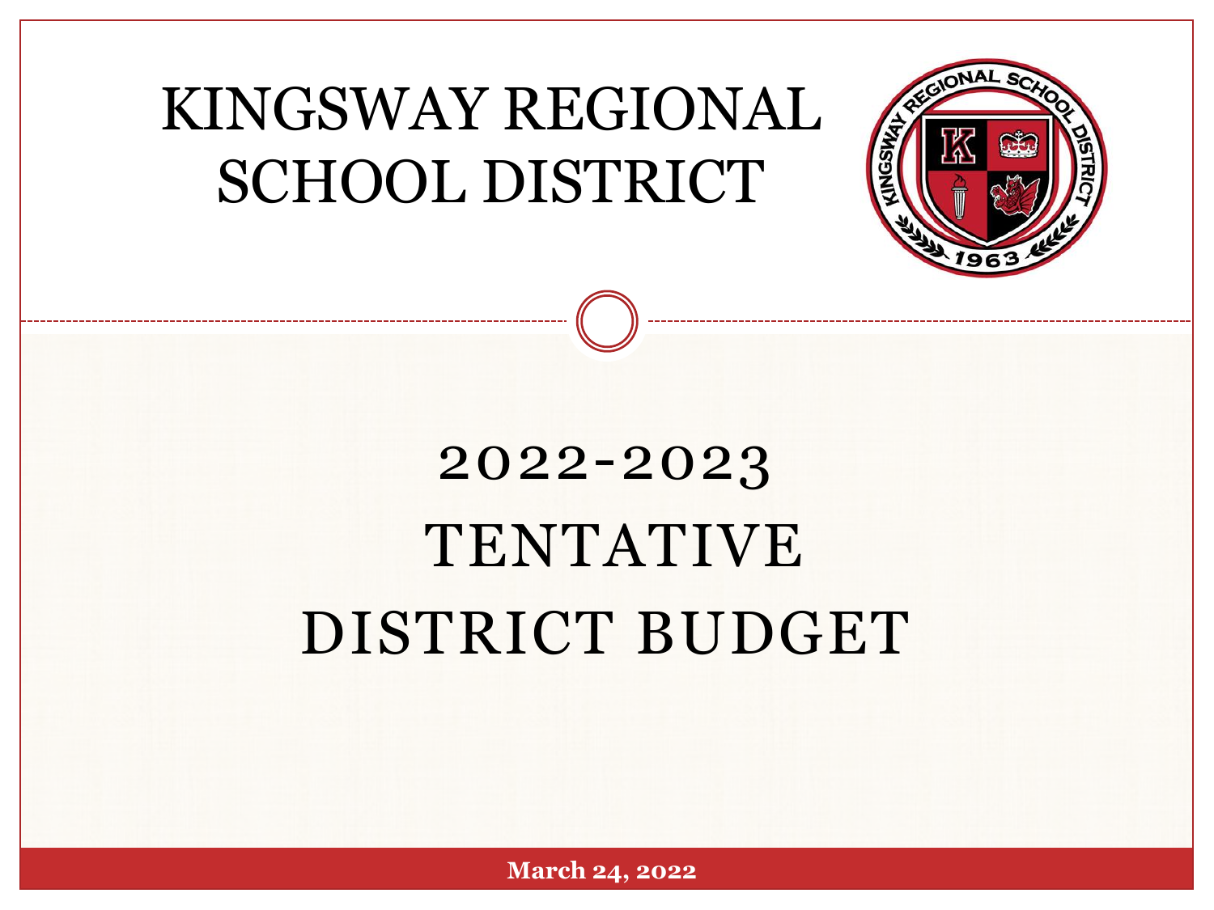# KINGSWAY REGIONAL SCHOOL DISTRICT

## 2022-2023 TENTATIVE DISTRICT BUDGET

**March 24, 2022**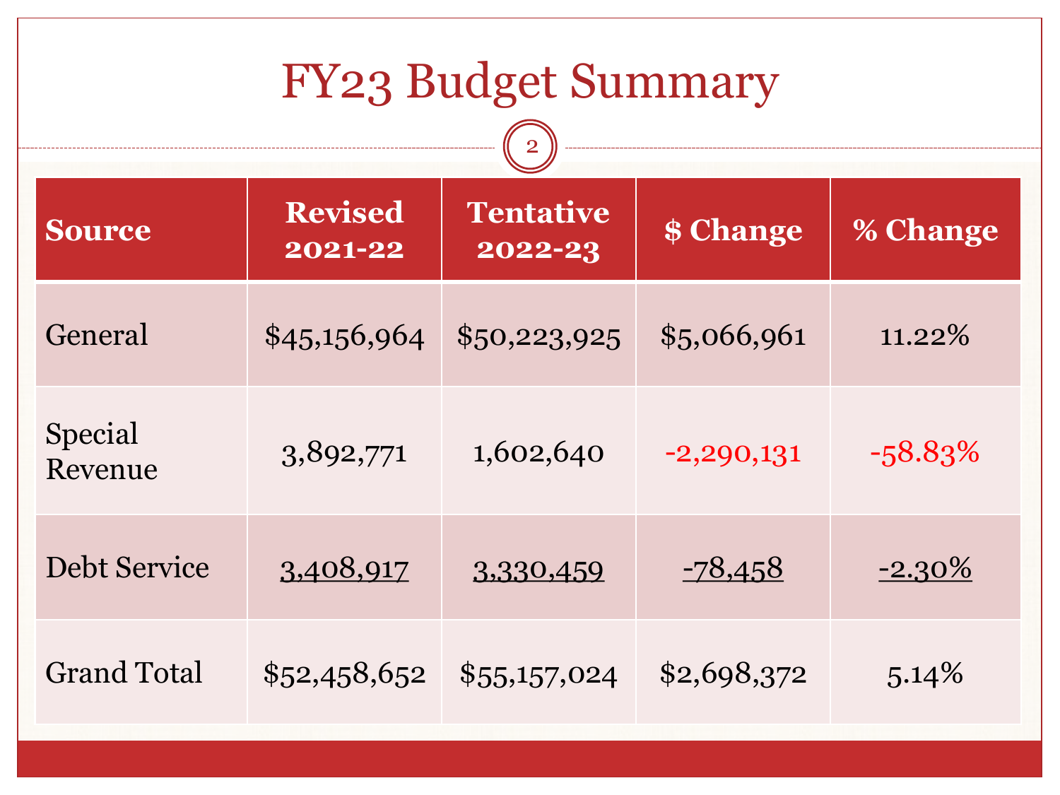# FY23 Budget Summary

| Source | Revised 2021-22 | Tentative 2022-23 | $ Change | % Change |
|---|---|---|---|---|
| General | $45,156,964 | $50,223,925 | $5,066,961 | 11.22% |
| Special Revenue | 3,892,771 | 1,602,640 | -2,290,131 | -58.83% |
| Debt Service | 3,408,917 | 3,330,459 | -78,458 | -2.30% |
| Grand Total | $52,458,652 | $55,157,024 | $2,698,372 | 5.14% |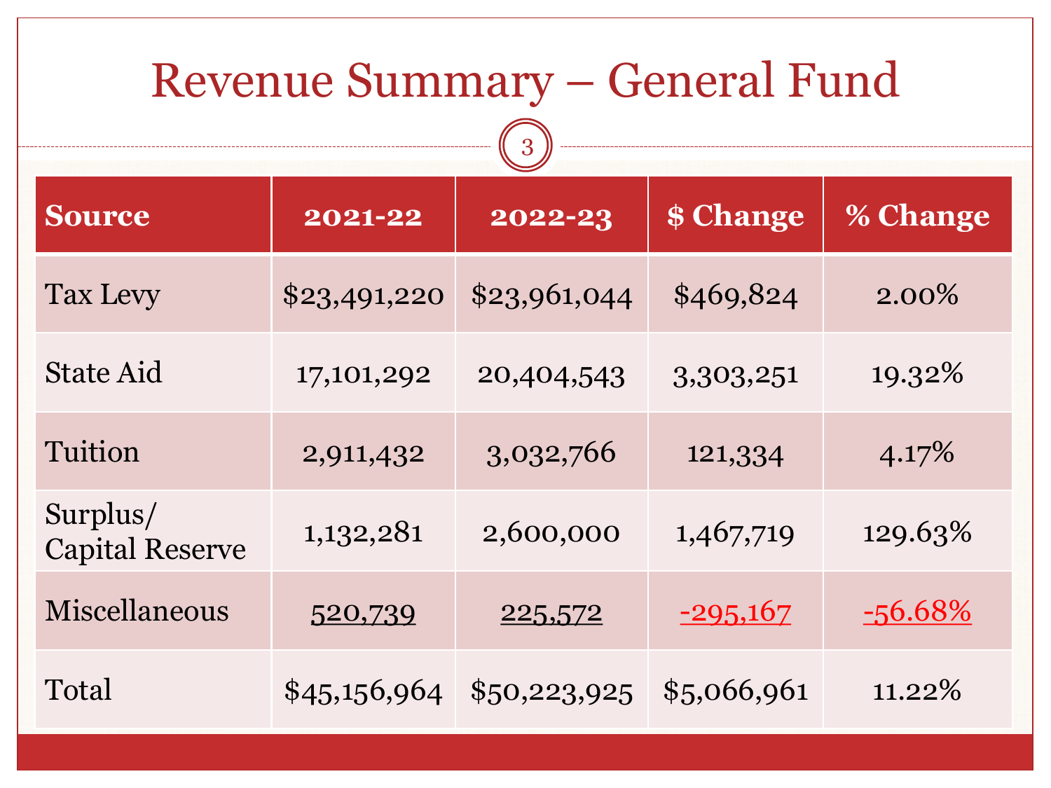# Revenue Summary – General Fund

| Source | 2021-22 | 2022-23 | $ Change | % Change |
|---|---|---|---|---|
| Tax Levy | $23,491,220 | $23,961,044 | $469,824 | 2.00% |
| State Aid | 17,101,292 | 20,404,543 | 3,303,251 | 19.32% |
| Tuition | 2,911,432 | 3,032,766 | 121,334 | 4.17% |
| Surplus/ Capital Reserve | 1,132,281 | 2,600,000 | 1,467,719 | 129.63% |
| Miscellaneous | 520,739 | 225,572 | -295,167 | -56.68% |
| Total | $45,156,964 | $50,223,925 | $5,066,961 | 11.22% |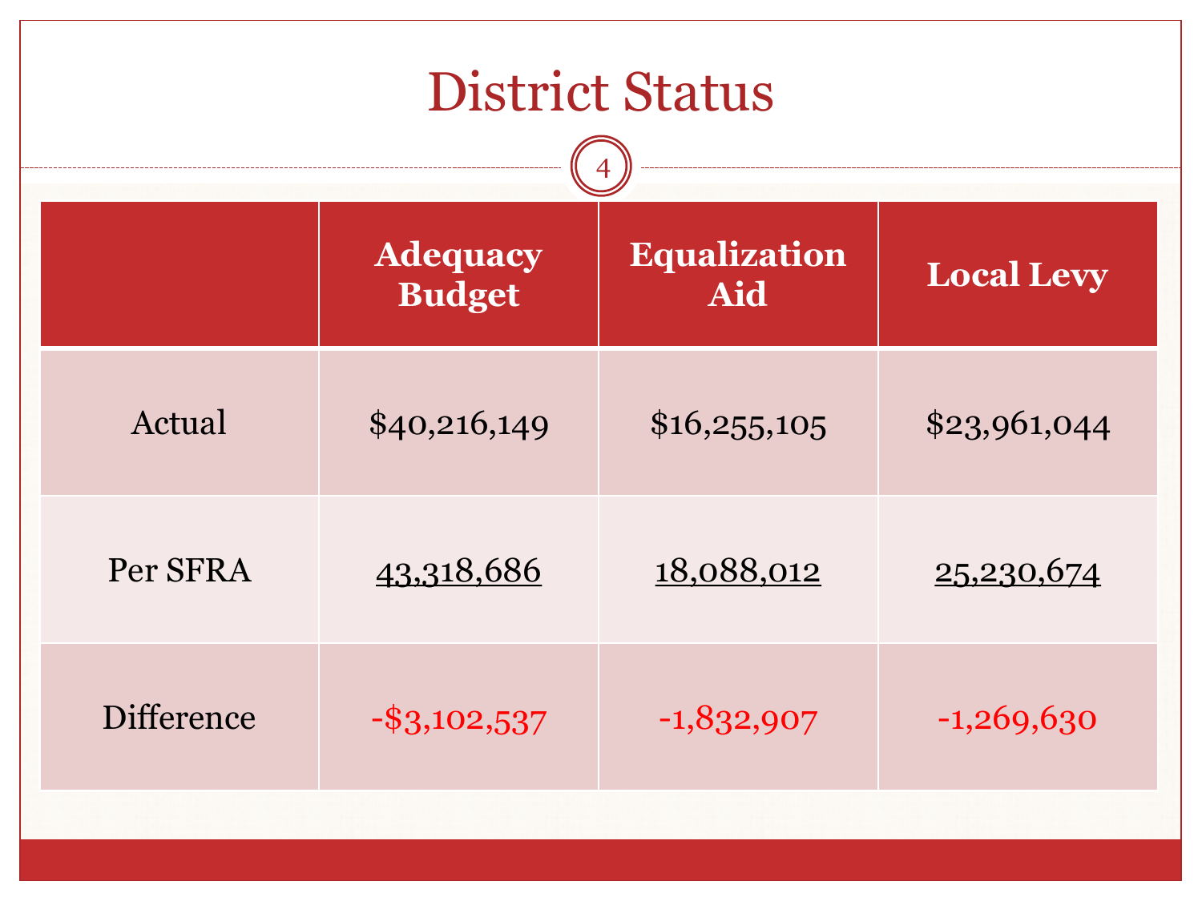# District Status

| | Adequacy Budget | Equalization Aid | Local Levy |
|---|---|---|---|
| Actual | $40,216,149 | $16,255,105 | $23,961,044 |
| Per SFRA | 43,318,686 | 18,088,012 | 25,230,674 |
| Difference | -$3,102,537 | -1,832,907 | -1,269,630 |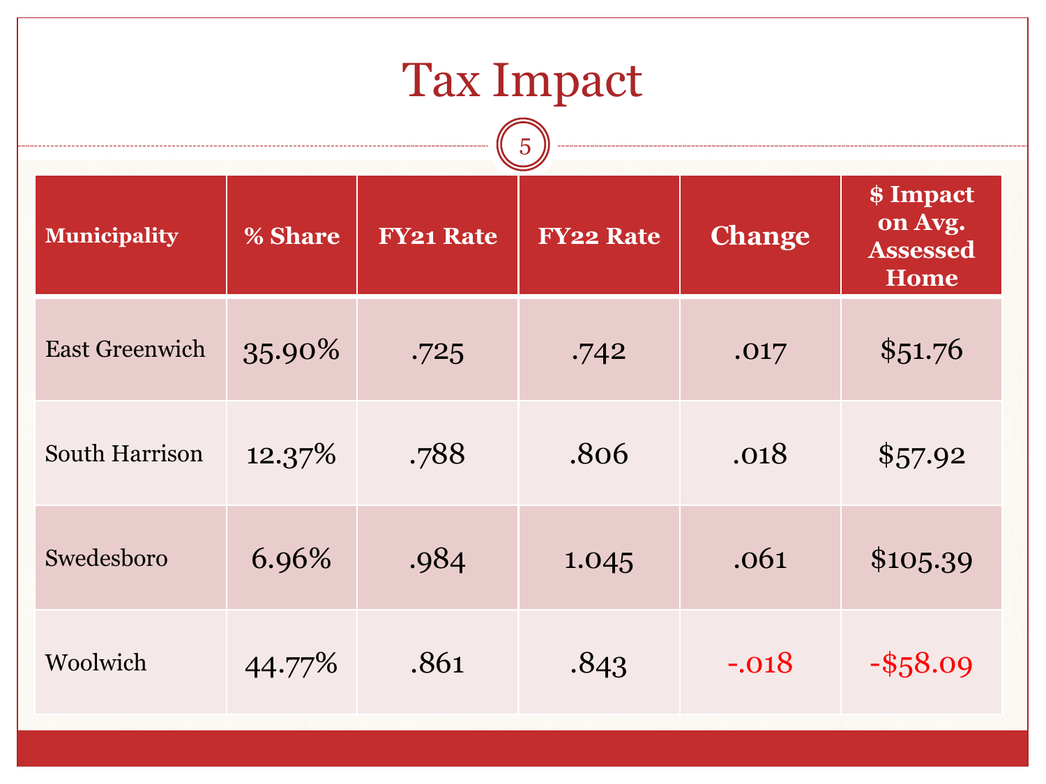# Tax Impact

| Municipality | % Share | FY21 Rate | FY22 Rate | Change | $ Impact on Avg. Assessed Home |
|---|---|---|---|---|---|
| East Greenwich | 35.90% | .725 | .742 | .017 | $51.76 |
| South Harrison | 12.37% | .788 | .806 | .018 | $57.92 |
| Swedesboro | 6.96% | .984 | 1.045 | .061 | $105.39 |
| Woolwich | 44.77% | .861 | .843 | -.018 | -$58.09 |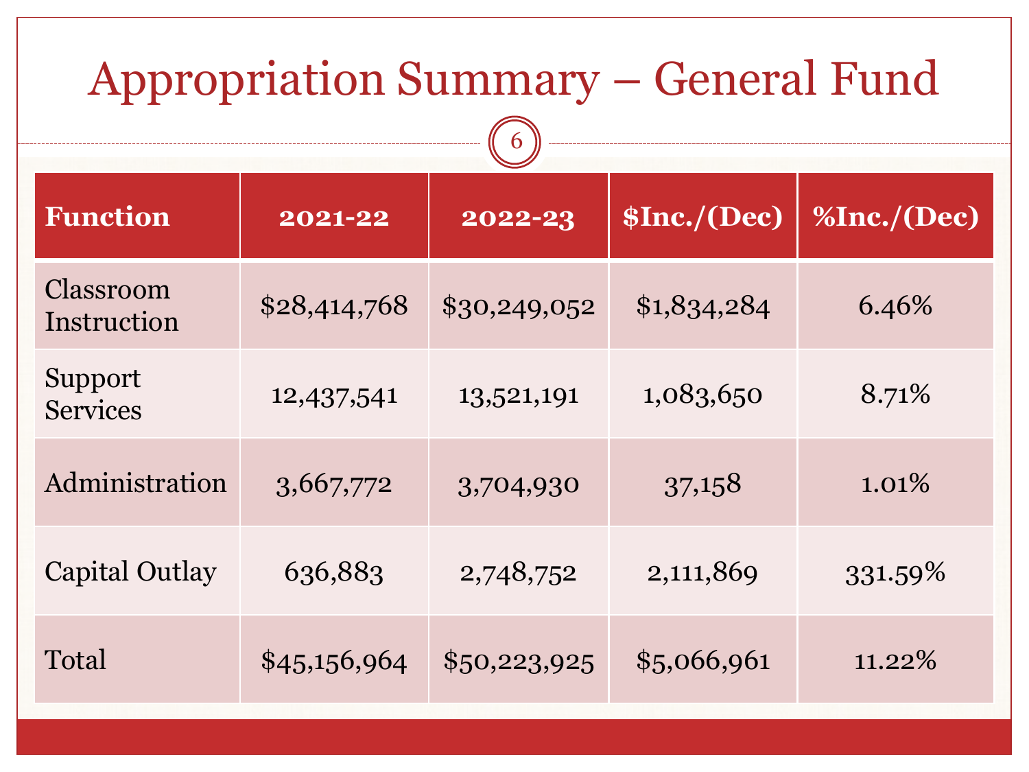# Appropriation Summary – General Fund

| Function | 2021-22 | 2022-23 | $Inc./(Dec) | %Inc./(Dec) |
|---|---|---|---|---|
| Classroom Instruction | $28,414,768 | $30,249,052 | $1,834,284 | 6.46% |
| Support Services | 12,437,541 | 13,521,191 | 1,083,650 | 8.71% |
| Administration | 3,667,772 | 3,704,930 | 37,158 | 1.01% |
| Capital Outlay | 636,883 | 2,748,752 | 2,111,869 | 331.59% |
| Total | $45,156,964 | $50,223,925 | $5,066,961 | 11.22% |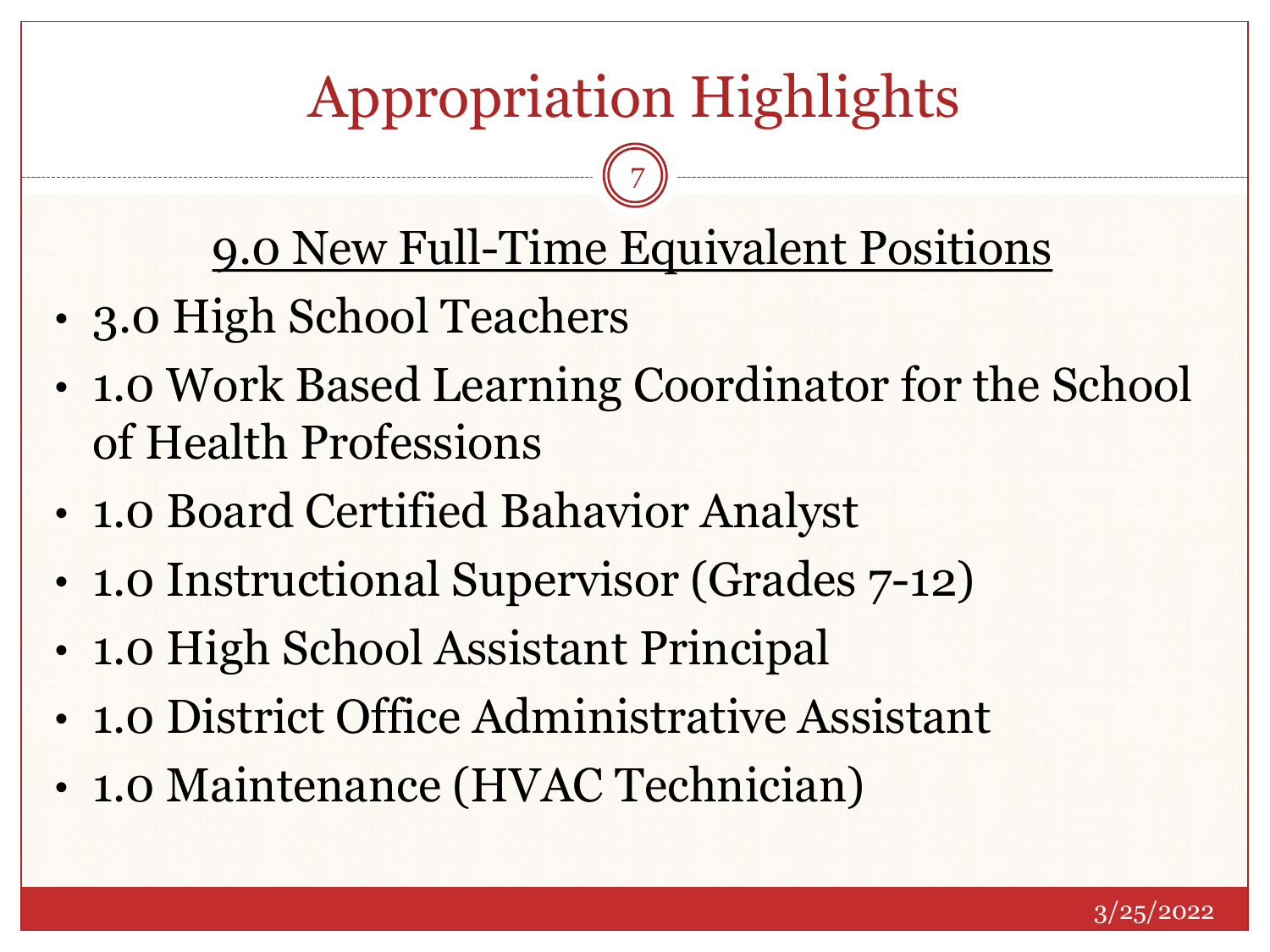# Appropriation Highlights

## 9.0 New Full-Time Equivalent Positions

- 3.0 High School Teachers
- 1.0 Work Based Learning Coordinator for the School of Health Professions
- 1.0 Board Certified Bahavior Analyst
- 1.0 Instructional Supervisor (Grades 7-12)
- 1.0 High School Assistant Principal
- 1.0 District Office Administrative Assistant
- 1.0 Maintenance (HVAC Technician)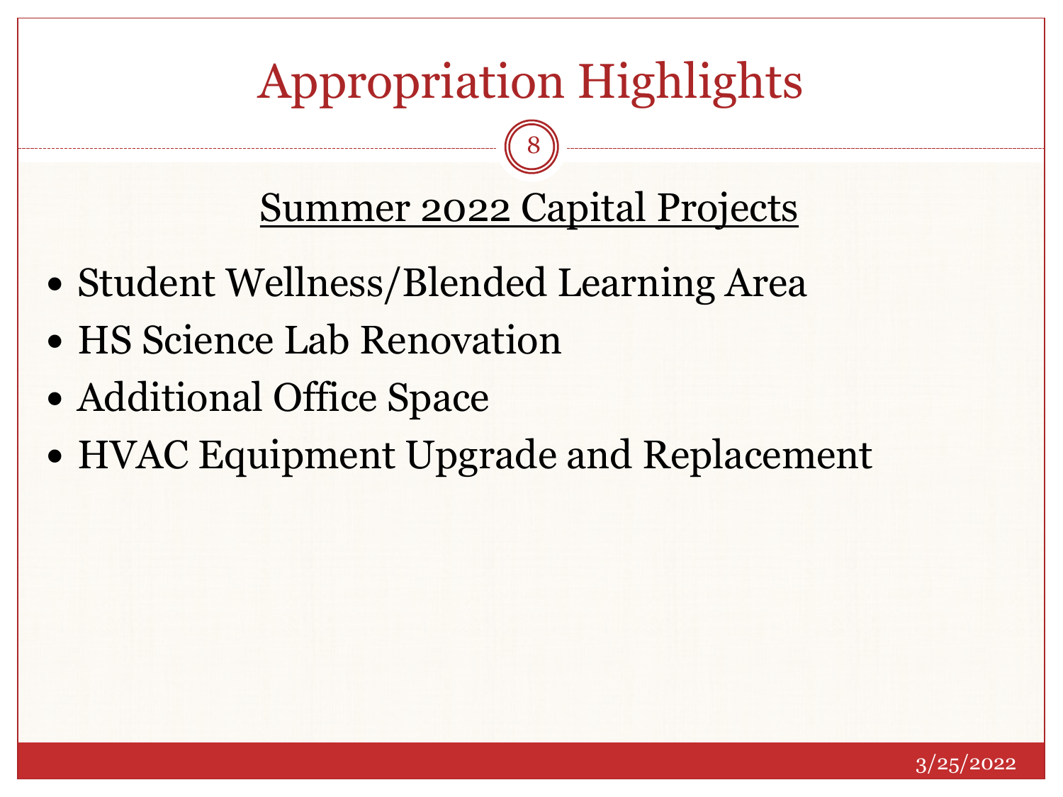# Appropriation Highlights

## Summer 2022 Capital Projects

- Student Wellness/Blended Learning Area
- HS Science Lab Renovation
- Additional Office Space
- HVAC Equipment Upgrade and Replacement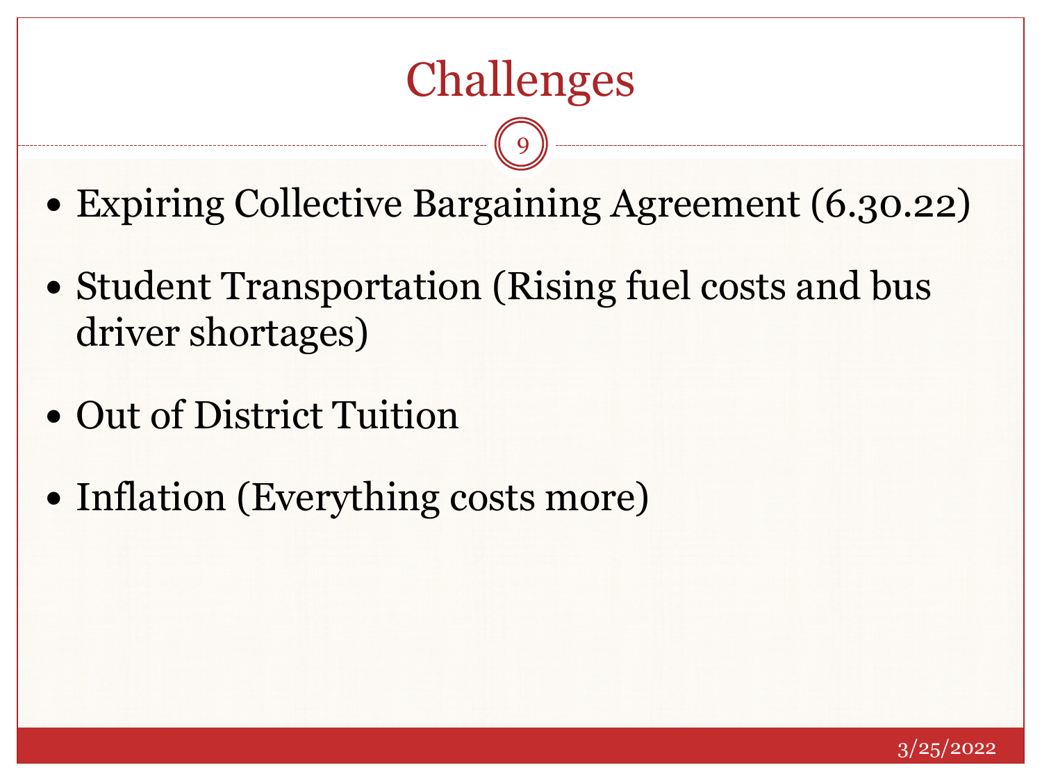# Challenges

- Expiring Collective Bargaining Agreement (6.30.22)
- Student Transportation (Rising fuel costs and bus driver shortages)
- Out of District Tuition
- Inflation (Everything costs more)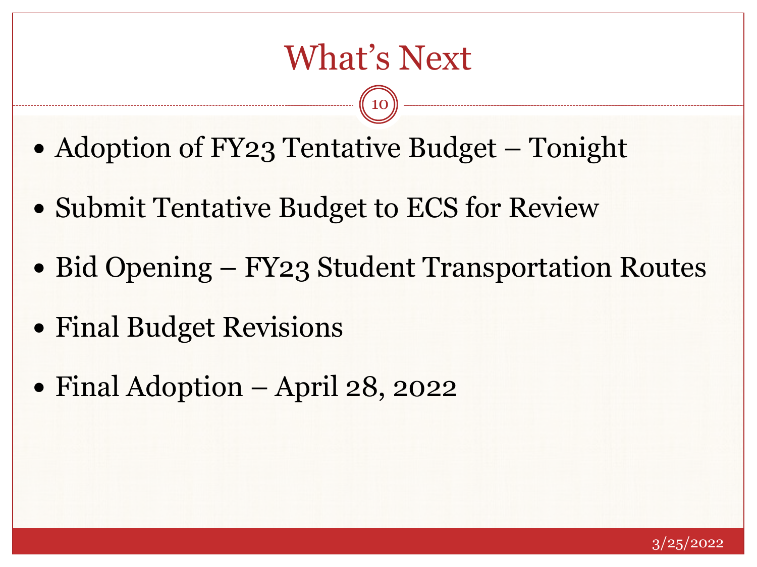# What's Next

- Adoption of FY23 Tentative Budget – Tonight
- Submit Tentative Budget to ECS for Review
- Bid Opening – FY23 Student Transportation Routes
- Final Budget Revisions
- Final Adoption – April 28, 2022